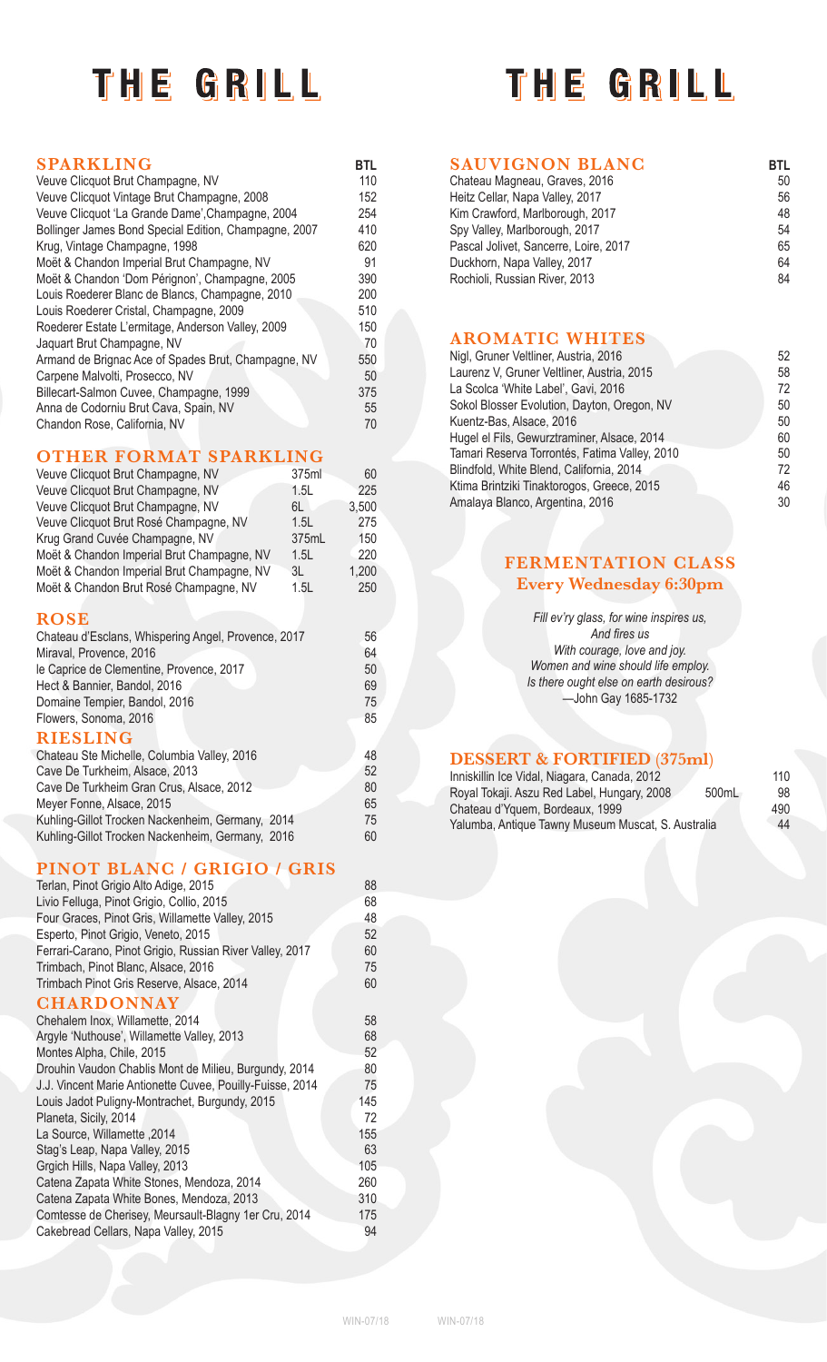# THE GRILL

## SPARKLING

| | BTL |
|---|---|
| Veuve Clicquot Brut Champagne, NV | 110 |
| Veuve Clicquot Vintage Brut Champagne, 2008 | 152 |
| Veuve Clicquot 'La Grande Dame',Champagne, 2004 | 254 |
| Bollinger James Bond Special Edition, Champagne, 2007 | 410 |
| Krug, Vintage Champagne, 1998 | 620 |
| Moët & Chandon Imperial Brut Champagne, NV | 91 |
| Moët & Chandon 'Dom Pérignon', Champagne, 2005 | 390 |
| Louis Roederer Blanc de Blancs, Champagne, 2010 | 200 |
| Louis Roederer Cristal, Champagne, 2009 | 510 |
| Roederer Estate L'ermitage, Anderson Valley, 2009 | 150 |
| Jaquart Brut Champagne, NV | 70 |
| Armand de Brignac Ace of Spades Brut, Champagne, NV | 550 |
| Carpene Malvolti, Prosecco, NV | 50 |
| Billecart-Salmon Cuvee, Champagne, 1999 | 375 |
| Anna de Codorniu Brut Cava, Spain, NV | 55 |
| Chandon Rose, California, NV | 70 |

## OTHER FORMAT SPARKLING

| | | |
|---|---|---|
| Veuve Clicquot Brut Champagne, NV | 375ml | 60 |
| Veuve Clicquot Brut Champagne, NV | 1.5L | 225 |
| Veuve Clicquot Brut Champagne, NV | 6L | 3,500 |
| Veuve Clicquot Brut Rosé Champagne, NV | 1.5L | 275 |
| Krug Grand Cuvée Champagne, NV | 375mL | 150 |
| Moët & Chandon Imperial Brut Champagne, NV | 1.5L | 220 |
| Moët & Chandon Imperial Brut Champagne, NV | 3L | 1,200 |
| Moët & Chandon Brut Rosé Champagne, NV | 1.5L | 250 |

## ROSE

| | |
|---|---|
| Chateau d'Esclans, Whispering Angel, Provence, 2017 | 56 |
| Miraval, Provence, 2016 | 64 |
| le Caprice de Clementine, Provence, 2017 | 50 |
| Hect & Bannier, Bandol, 2016 | 69 |
| Domaine Tempier, Bandol, 2016 | 75 |
| Flowers, Sonoma, 2016 | 85 |

## RIESLING

| | |
|---|---|
| Chateau Ste Michelle, Columbia Valley, 2016 | 48 |
| Cave De Turkheim, Alsace, 2013 | 52 |
| Cave De Turkheim Gran Crus, Alsace, 2012 | 80 |
| Meyer Fonne, Alsace, 2015 | 65 |
| Kuhling-Gillot Trocken Nackenheim, Germany, 2014 | 75 |
| Kuhling-Gillot Trocken Nackenheim, Germany, 2016 | 60 |

## PINOT BLANC / GRIGIO / GRIS

| | |
|---|---|
| Terlan, Pinot Grigio Alto Adige, 2015 | 88 |
| Livio Felluga, Pinot Grigio, Collio, 2015 | 68 |
| Four Graces, Pinot Gris, Willamette Valley, 2015 | 48 |
| Esperto, Pinot Grigio, Veneto, 2015 | 52 |
| Ferrari-Carano, Pinot Grigio, Russian River Valley, 2017 | 60 |
| Trimbach, Pinot Blanc, Alsace, 2016 | 75 |
| Trimbach Pinot Gris Reserve, Alsace, 2014 | 60 |

## CHARDONNAY

| | |
|---|---|
| Chehalem Inox, Willamette, 2014 | 58 |
| Argyle 'Nuthouse', Willamette Valley, 2013 | 68 |
| Montes Alpha, Chile, 2015 | 52 |
| Drouhin Vaudon Chablis Mont de Milieu, Burgundy, 2014 | 80 |
| J.J. Vincent Marie Antionette Cuvee, Pouilly-Fuisse, 2014 | 75 |
| Louis Jadot Puligny-Montrachet, Burgundy, 2015 | 145 |
| Planeta, Sicily, 2014 | 72 |
| La Source, Willamette ,2014 | 155 |
| Stag's Leap, Napa Valley, 2015 | 63 |
| Grgich Hills, Napa Valley, 2013 | 105 |
| Catena Zapata White Stones, Mendoza, 2014 | 260 |
| Catena Zapata White Bones, Mendoza, 2013 | 310 |
| Comtesse de Cherisey, Meursault-Blagny 1er Cru, 2014 | 175 |
| Cakebread Cellars, Napa Valley, 2015 | 94 |

# THE GRILL

## SAUVIGNON BLANC

| | BTL |
|---|---|
| Chateau Magneau, Graves, 2016 | 50 |
| Heitz Cellar, Napa Valley, 2017 | 56 |
| Kim Crawford, Marlborough, 2017 | 48 |
| Spy Valley, Marlborough, 2017 | 54 |
| Pascal Jolivet, Sancerre, Loire, 2017 | 65 |
| Duckhorn, Napa Valley, 2017 | 64 |
| Rochioli, Russian River, 2013 | 84 |

## AROMATIC WHITES

| | |
|---|---|
| Nigl, Gruner Veltliner, Austria, 2016 | 52 |
| Laurenz V, Gruner Veltliner, Austria, 2015 | 58 |
| La Scolca 'White Label', Gavi, 2016 | 72 |
| Sokol Blosser Evolution, Dayton, Oregon, NV | 50 |
| Kuentz-Bas, Alsace, 2016 | 50 |
| Hugel el Fils, Gewurztraminer, Alsace, 2014 | 60 |
| Tamari Reserva Torrontés, Fatima Valley, 2010 | 50 |
| Blindfold, White Blend, California, 2014 | 72 |
| Ktima Brintziki Tinaktorogos, Greece, 2015 | 46 |
| Amalaya Blanco, Argentina, 2016 | 30 |

## FERMENTATION CLASS
### Every Wednesday 6:30pm

*Fill ev'ry glass, for wine inspires us,*
*And fires us*
*With courage, love and joy.*
*Women and wine should life employ.*
*Is there ought else on earth desirous?*
—John Gay 1685-1732

## DESSERT & FORTIFIED (375ml)

| | | |
|---|---|---|
| Inniskillin Ice Vidal, Niagara, Canada, 2012 | | 110 |
| Royal Tokaji. Aszu Red Label, Hungary, 2008 | 500mL | 98 |
| Chateau d'Yquem, Bordeaux, 1999 | | 490 |
| Yalumba, Antique Tawny Museum Muscat, S. Australia | | 44 |

WIN-07/18 WIN-07/18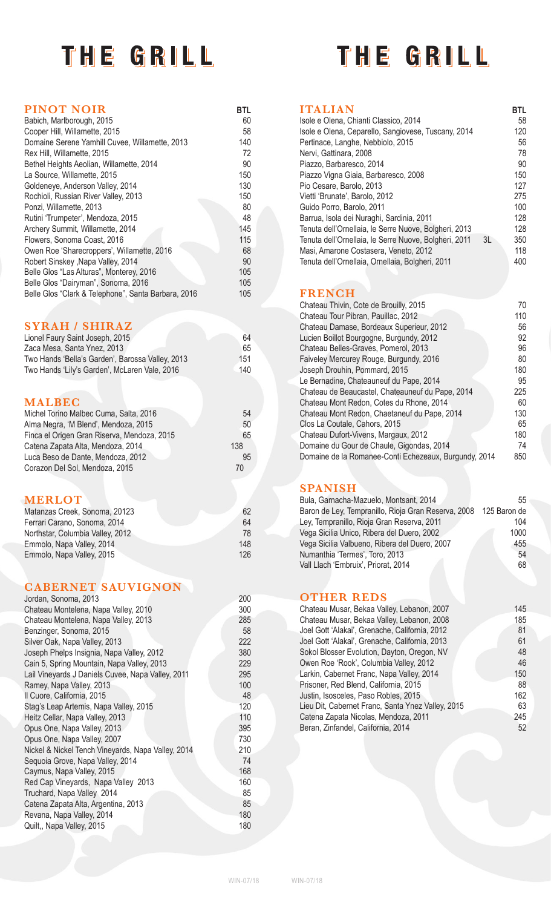# THE GRILL

## PINOT NOIR

| | BTL |
|---|---|
| Babich, Marlborough, 2015 | 60 |
| Cooper Hill, Willamette, 2015 | 58 |
| Domaine Serene Yamhill Cuvee, Willamette, 2013 | 140 |
| Rex Hill, Willamette, 2015 | 72 |
| Bethel Heights Aeolian, Willamette, 2014 | 90 |
| La Source, Willamette, 2015 | 150 |
| Goldeneye, Anderson Valley, 2014 | 130 |
| Rochioli, Russian River Valley, 2013 | 150 |
| Ponzi, Willamette, 2013 | 80 |
| Rutini 'Trumpeter', Mendoza, 2015 | 48 |
| Archery Summit, Willamette, 2014 | 145 |
| Flowers, Sonoma Coast, 2016 | 115 |
| Owen Roe 'Sharecroppers', Willamette, 2016 | 68 |
| Robert Sinskey ,Napa Valley, 2014 | 90 |
| Belle Glos "Las Alturas", Monterey, 2016 | 105 |
| Belle Glos "Dairyman", Sonoma, 2016 | 105 |
| Belle Glos "Clark & Telephone", Santa Barbara, 2016 | 105 |

## SYRAH / SHIRAZ

| | |
|---|---|
| Lionel Faury Saint Joseph, 2015 | 64 |
| Zaca Mesa, Santa Ynez, 2013 | 65 |
| Two Hands 'Bella's Garden', Barossa Valley, 2013 | 151 |
| Two Hands 'Lily's Garden', McLaren Vale, 2016 | 140 |

## MALBEC

| | |
|---|---|
| Michel Torino Malbec Cuma, Salta, 2016 | 54 |
| Alma Negra, 'M Blend', Mendoza, 2015 | 50 |
| Finca el Origen Gran Riserva, Mendoza, 2015 | 65 |
| Catena Zapata Alta, Mendoza, 2014 | 138 |
| Luca Beso de Dante, Mendoza, 2012 | 95 |
| Corazon Del Sol, Mendoza, 2015 | 70 |

## MERLOT

| | |
|---|---|
| Matanzas Creek, Sonoma, 20123 | 62 |
| Ferrari Carano, Sonoma, 2014 | 64 |
| Northstar, Columbia Valley, 2012 | 78 |
| Emmolo, Napa Valley, 2014 | 148 |
| Emmolo, Napa Valley, 2015 | 126 |

## CABERNET SAUVIGNON

| | |
|---|---|
| Jordan, Sonoma, 2013 | 200 |
| Chateau Montelena, Napa Valley, 2010 | 300 |
| Chateau Montelena, Napa Valley, 2013 | 285 |
| Benzinger, Sonoma, 2015 | 58 |
| Silver Oak, Napa Valley, 2013 | 222 |
| Joseph Phelps Insignia, Napa Valley, 2012 | 380 |
| Cain 5, Spring Mountain, Napa Valley, 2013 | 229 |
| Lail Vineyards J Daniels Cuvee, Napa Valley, 2011 | 295 |
| Ramey, Napa Valley, 2013 | 100 |
| Il Cuore, California, 2015 | 48 |
| Stag's Leap Artemis, Napa Valley, 2015 | 120 |
| Heitz Cellar, Napa Valley, 2013 | 110 |
| Opus One, Napa Valley, 2013 | 395 |
| Opus One, Napa Valley, 2007 | 730 |
| Nickel & Nickel Tench Vineyards, Napa Valley, 2014 | 210 |
| Sequoia Grove, Napa Valley, 2014 | 74 |
| Caymus, Napa Valley, 2015 | 168 |
| Red Cap Vineyards, Napa Valley 2013 | 160 |
| Truchard, Napa Valley 2014 | 85 |
| Catena Zapata Alta, Argentina, 2013 | 85 |
| Revana, Napa Valley, 2014 | 180 |
| Quilt,, Napa Valley, 2015 | 180 |

# THE GRILL

## ITALIAN

| | BTL |
|---|---|
| Isole e Olena, Chianti Classico, 2014 | 58 |
| Isole e Olena, Ceparello, Sangiovese, Tuscany, 2014 | 120 |
| Pertinace, Langhe, Nebbiolo, 2015 | 56 |
| Nervi, Gattinara, 2008 | 78 |
| Piazzo, Barbaresco, 2014 | 90 |
| Piazzo Vigna Giaia, Barbaresco, 2008 | 150 |
| Pio Cesare, Barolo, 2013 | 127 |
| Vietti 'Brunate', Barolo, 2012 | 275 |
| Guido Porro, Barolo, 2011 | 100 |
| Barrua, Isola dei Nuraghi, Sardinia, 2011 | 128 |
| Tenuta dell'Ornellaia, le Serre Nuove, Bolgheri, 2013 | 128 |
| Tenuta dell'Ornellaia, le Serre Nuove, Bolgheri, 2011 3L | 350 |
| Masi, Amarone Costasera, Veneto, 2012 | 118 |
| Tenuta dell'Ornellaia, Ornellaia, Bolgheri, 2011 | 400 |

## FRENCH

| | |
|---|---|
| Chateau Thivin, Cote de Brouilly, 2015 | 70 |
| Chateau Tour Pibran, Pauillac, 2012 | 110 |
| Chateau Damase, Bordeaux Superieur, 2012 | 56 |
| Lucien Boillot Bourgogne, Burgundy, 2012 | 92 |
| Chateau Belles-Graves, Pomerol, 2013 | 96 |
| Faiveley Mercurey Rouge, Burgundy, 2016 | 80 |
| Joseph Drouhin, Pommard, 2015 | 180 |
| Le Bernadine, Chateauneuf du Pape, 2014 | 95 |
| Chateau de Beaucastel, Chateauneuf du Pape, 2014 | 225 |
| Chateau Mont Redon, Cotes du Rhone, 2014 | 60 |
| Chateau Mont Redon, Chaetaneuf du Pape, 2014 | 130 |
| Clos La Coutale, Cahors, 2015 | 65 |
| Chateau Dufort-Vivens, Margaux, 2012 | 180 |
| Domaine du Gour de Chaule, Gigondas, 2014 | 74 |
| Domaine de la Romanee-Conti Echezeaux, Burgundy, 2014 | 850 |

## SPANISH

| | |
|---|---|
| Bula, Garnacha-Mazuelo, Montsant, 2014 | 55 |
| Baron de Ley, Tempranillo, Rioja Gran Reserva, 2008 | 125 Baron de |
| Ley, Tempranillo, Rioja Gran Reserva, 2011 | 104 |
| Vega Sicilia Unico, Ribera del Duero, 2002 | 1000 |
| Vega Sicilia Valbueno, Ribera del Duero, 2007 | 455 |
| Numanthia 'Termes', Toro, 2013 | 54 |
| Vall Llach 'Embruix', Priorat, 2014 | 68 |

## OTHER REDS

| | |
|---|---|
| Chateau Musar, Bekaa Valley, Lebanon, 2007 | 145 |
| Chateau Musar, Bekaa Valley, Lebanon, 2008 | 185 |
| Joel Gott 'Alakai', Grenache, California, 2012 | 81 |
| Joel Gott 'Alakai', Grenache, California, 2013 | 61 |
| Sokol Blosser Evolution, Dayton, Oregon, NV | 48 |
| Owen Roe 'Rook', Columbia Valley, 2012 | 46 |
| Larkin, Cabernet Franc, Napa Valley, 2014 | 150 |
| Prisoner, Red Blend, California, 2015 | 88 |
| Justin, Isosceles, Paso Robles, 2015 | 162 |
| Lieu Dit, Cabernet Franc, Santa Ynez Valley, 2015 | 63 |
| Catena Zapata Nicolas, Mendoza, 2011 | 245 |
| Beran, Zinfandel, California, 2014 | 52 |

WIN-07/18 WIN-07/18